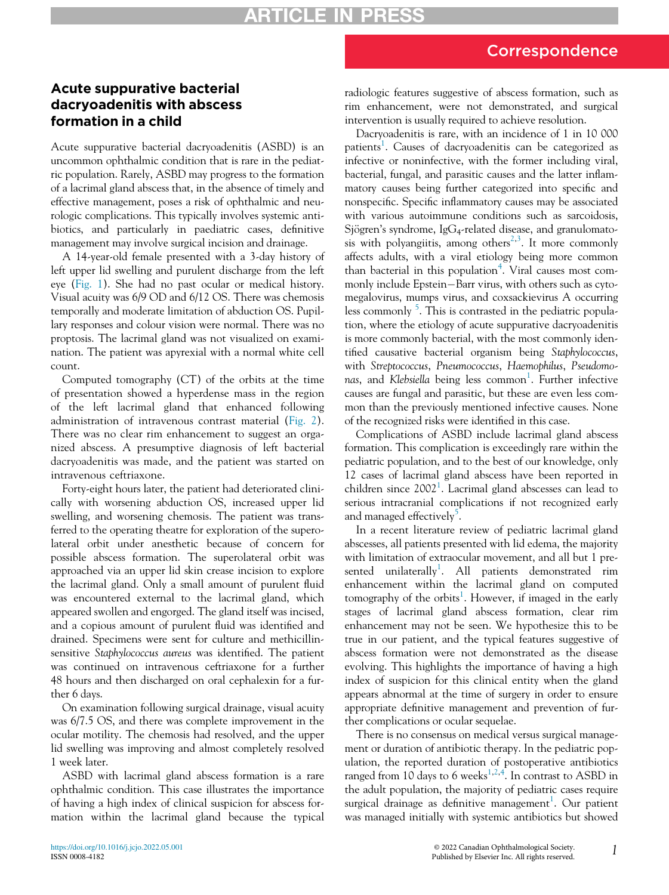Correspondence

# Acute suppurative bacterial dacryoadenitis with abscess formation in a child

Acute suppurative bacterial dacryoadenitis (ASBD) is an uncommon ophthalmic condition that is rare in the pediatric population. Rarely, ASBD may progress to the formation of a lacrimal gland abscess that, in the absence of timely and effective management, poses a risk of ophthalmic and neurologic complications. This typically involves systemic antibiotics, and particularly in paediatric cases, definitive management may involve surgical incision and drainage.

A 14-year-old female presented with a 3-day history of left upper lid swelling and purulent discharge from the left eye (Fig. 1). She had no past ocular or medical history. Visual acuity was 6/9 OD and 6/12 OS. There was chemosis temporally and moderate limitation of abduction OS. Pupillary responses and colour vision were normal. There was no proptosis. The lacrimal gland was not visualized on examination. The patient was apyrexial with a normal white cell count.

Computed tomography (CT) of the orbits at the time of presentation showed a hyperdense mass in the region of the left lacrimal gland that enhanced following administration of intravenous contrast material (Fig. 2). There was no clear rim enhancement to suggest an organized abscess. A presumptive diagnosis of left bacterial dacryoadenitis was made, and the patient was started on intravenous ceftriaxone.

Forty-eight hours later, the patient had deteriorated clinically with worsening abduction OS, increased upper lid swelling, and worsening chemosis. The patient was transferred to the operating theatre for exploration of the superolateral orbit under anesthetic because of concern for possible abscess formation. The superolateral orbit was approached via an upper lid skin crease incision to explore the lacrimal gland. Only a small amount of purulent fluid was encountered external to the lacrimal gland, which appeared swollen and engorged. The gland itself was incised, and a copious amount of purulent fluid was identified and drained. Specimens were sent for culture and methicillin-sensitive *Staphylococcus aureus* was identified. The patient was continued on intravenous ceftriaxone for a further 48 hours and then discharged on oral cephalexin for a further 6 days.

On examination following surgical drainage, visual acuity was 6/7.5 OS, and there was complete improvement in the ocular motility. The chemosis had resolved, and the upper lid swelling was improving and almost completely resolved 1 week later.

ASBD with lacrimal gland abscess formation is a rare ophthalmic condition. This case illustrates the importance of having a high index of clinical suspicion for abscess formation within the lacrimal gland because the typical radiologic features suggestive of abscess formation, such as rim enhancement, were not demonstrated, and surgical intervention is usually required to achieve resolution.

Dacryoadenitis is rare, with an incidence of 1 in 10 000 patients[1]. Causes of dacryoadenitis can be categorized as infective or noninfective, with the former including viral, bacterial, fungal, and parasitic causes and the latter inflammatory causes being further categorized into specific and nonspecific. Specific inflammatory causes may be associated with various autoimmune conditions such as sarcoidosis, Sjögren's syndrome, $IgG_4$-related disease, and granulomatosis with polyangiitis, among others[2,3]. It more commonly affects adults, with a viral etiology being more common than bacterial in this population[4]. Viral causes most commonly include Epstein–Barr virus, with others such as cytomegalovirus, mumps virus, and coxsackievirus A occurring less commonly [5]. This is contrasted in the pediatric population, where the etiology of acute suppurative dacryoadenitis is more commonly bacterial, with the most commonly identified causative bacterial organism being *Staphylococcus*, with *Streptococcus*, *Pneumococcus*, *Haemophilus*, *Pseudomonas*, and *Klebsiella* being less common[1]. Further infective causes are fungal and parasitic, but these are even less common than the previously mentioned infective causes. None of the recognized risks were identified in this case.

Complications of ASBD include lacrimal gland abscess formation. This complication is exceedingly rare within the pediatric population, and to the best of our knowledge, only 12 cases of lacrimal gland abscess have been reported in children since 2002[1]. Lacrimal gland abscesses can lead to serious intracranial complications if not recognized early and managed effectively[5].

In a recent literature review of pediatric lacrimal gland abscesses, all patients presented with lid edema, the majority with limitation of extraocular movement, and all but 1 presented unilaterally[1]. All patients demonstrated rim enhancement within the lacrimal gland on computed tomography of the orbits[1]. However, if imaged in the early stages of lacrimal gland abscess formation, clear rim enhancement may not be seen. We hypothesize this to be true in our patient, and the typical features suggestive of abscess formation were not demonstrated as the disease evolving. This highlights the importance of having a high index of suspicion for this clinical entity when the gland appears abnormal at the time of surgery in order to ensure appropriate definitive management and prevention of further complications or ocular sequelae.

There is no consensus on medical versus surgical management or duration of antibiotic therapy. In the pediatric population, the reported duration of postoperative antibiotics ranged from 10 days to 6 weeks[1,2,4]. In contrast to ASBD in the adult population, the majority of pediatric cases require surgical drainage as definitive management[1]. Our patient was managed initially with systemic antibiotics but showed

https://doi.org/10.1016/j.jcjo.2022.05.001
ISSN 0008-4182

© 2022 Canadian Ophthalmological Society. Published by Elsevier Inc. All rights reserved.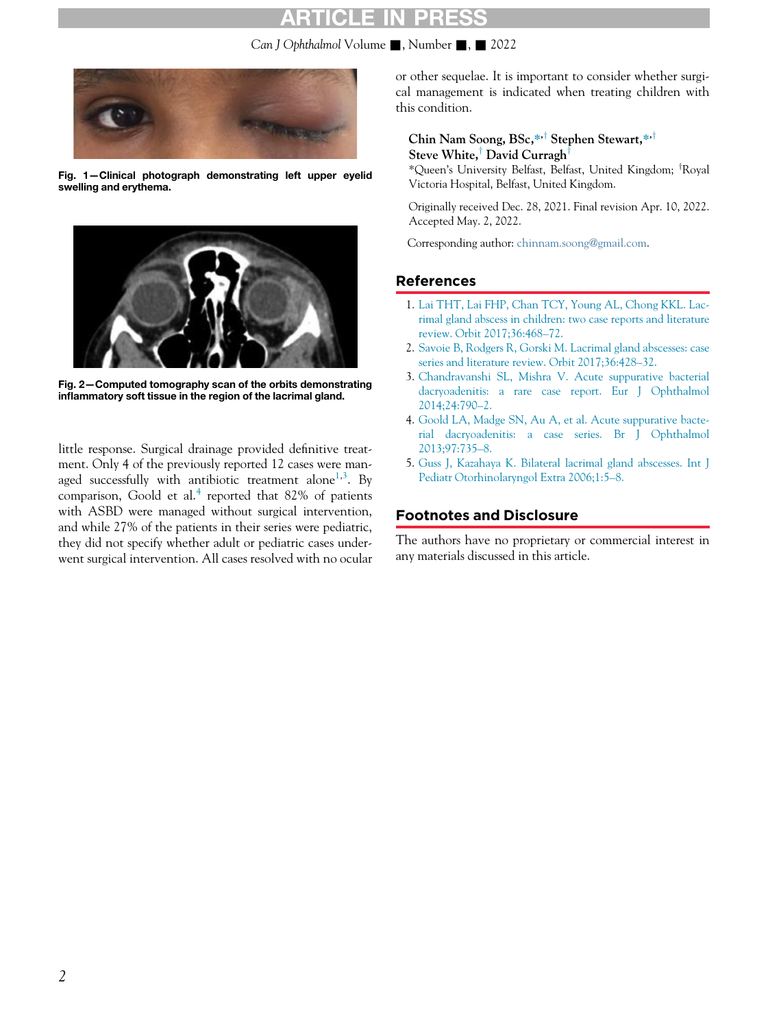Fig. 1—Clinical photograph demonstrating left upper eyelid swelling and erythema.

Fig. 2—Computed tomography scan of the orbits demonstrating inflammatory soft tissue in the region of the lacrimal gland.

little response. Surgical drainage provided definitive treatment. Only 4 of the previously reported 12 cases were managed successfully with antibiotic treatment alone[1,3]. By comparison, Goold et al.[4] reported that 82% of patients with ASBD were managed without surgical intervention, and while 27% of the patients in their series were pediatric, they did not specify whether adult or pediatric cases underwent surgical intervention. All cases resolved with no ocular or other sequelae. It is important to consider whether surgical management is indicated when treating children with this condition.

**Chin Nam Soong, BSc,**[*,†] **Stephen Stewart,**[*,†] **Steve White,**[†] **David Curragh**[†]

*Queen's University Belfast, Belfast, United Kingdom; †Royal Victoria Hospital, Belfast, United Kingdom.

Originally received Dec. 28, 2021. Final revision Apr. 10, 2022. Accepted May. 2, 2022.

Corresponding author: chinnam.soong@gmail.com.

## References

1. Lai THT, Lai FHP, Chan TCY, Young AL, Chong KKL. Lacrimal gland abscess in children: two case reports and literature review. Orbit 2017;36:468–72.
2. Savoie B, Rodgers R, Gorski M. Lacrimal gland abscesses: case series and literature review. Orbit 2017;36:428–32.
3. Chandravanshi SL, Mishra V. Acute suppurative bacterial dacryoadenitis: a rare case report. Eur J Ophthalmol 2014;24:790–2.
4. Goold LA, Madge SN, Au A, et al. Acute suppurative bacterial dacryoadenitis: a case series. Br J Ophthalmol 2013;97:735–8.
5. Guss J, Kazahaya K. Bilateral lacrimal gland abscesses. Int J Pediatr Otorhinolaryngol Extra 2006;1:5–8.

## Footnotes and Disclosure

The authors have no proprietary or commercial interest in any materials discussed in this article.